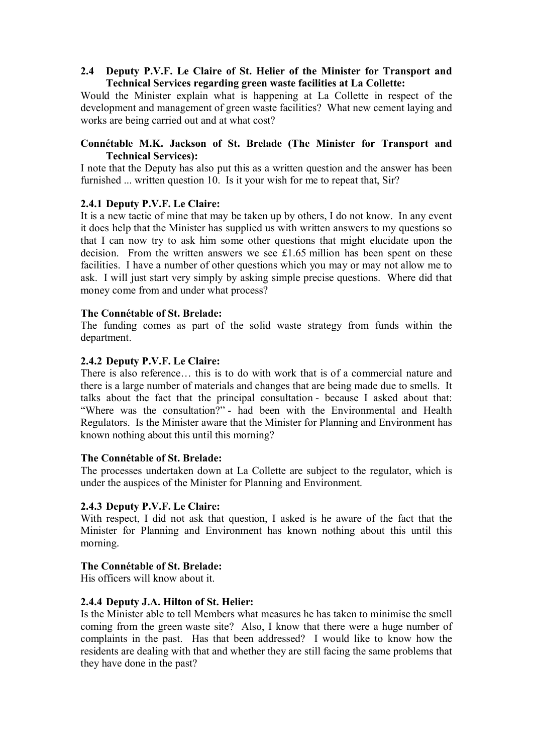### 2.4 Deputy P.V.F. Le Claire of St. Helier of the Minister for Transport and Technical Services regarding green waste facilities at La Collette:

Would the Minister explain what is happening at La Collette in respect of the development and management of green waste facilities? What new cement laying and works are being carried out and at what cost?

**Connétable M.K. Jackson of St. Brelade (The Minister for Transport and Technical Services):**

I note that the Deputy has also put this as a written question and the answer has been furnished ... written question 10. Is it your wish for me to repeat that, Sir?

#### 2.4.1 Deputy P.V.F. Le Claire:

It is a new tactic of mine that may be taken up by others, I do not know. In any event it does help that the Minister has supplied us with written answers to my questions so that I can now try to ask him some other questions that might elucidate upon the decision. From the written answers we see £1.65 million has been spent on these facilities. I have a number of other questions which you may or may not allow me to ask. I will just start very simply by asking simple precise questions. Where did that money come from and under what process?

**The Connétable of St. Brelade:**

The funding comes as part of the solid waste strategy from funds within the department.

#### 2.4.2 Deputy P.V.F. Le Claire:

There is also reference… this is to do with work that is of a commercial nature and there is a large number of materials and changes that are being made due to smells. It talks about the fact that the principal consultation - because I asked about that: "Where was the consultation?" - had been with the Environmental and Health Regulators. Is the Minister aware that the Minister for Planning and Environment has known nothing about this until this morning?

**The Connétable of St. Brelade:**

The processes undertaken down at La Collette are subject to the regulator, which is under the auspices of the Minister for Planning and Environment.

#### 2.4.3 Deputy P.V.F. Le Claire:

With respect, I did not ask that question, I asked is he aware of the fact that the Minister for Planning and Environment has known nothing about this until this morning.

**The Connétable of St. Brelade:**

His officers will know about it.

#### 2.4.4 Deputy J.A. Hilton of St. Helier:

Is the Minister able to tell Members what measures he has taken to minimise the smell coming from the green waste site? Also, I know that there were a huge number of complaints in the past. Has that been addressed? I would like to know how the residents are dealing with that and whether they are still facing the same problems that they have done in the past?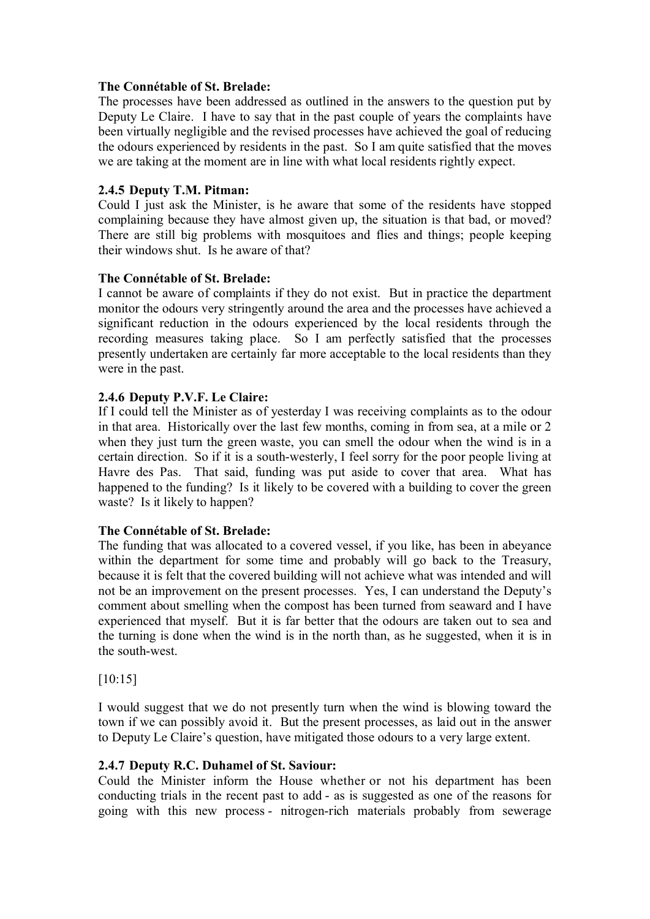**The Connétable of St. Brelade:**

The processes have been addressed as outlined in the answers to the question put by Deputy Le Claire. I have to say that in the past couple of years the complaints have been virtually negligible and the revised processes have achieved the goal of reducing the odours experienced by residents in the past. So I am quite satisfied that the moves we are taking at the moment are in line with what local residents rightly expect.

**2.4.5 Deputy T.M. Pitman:**

Could I just ask the Minister, is he aware that some of the residents have stopped complaining because they have almost given up, the situation is that bad, or moved? There are still big problems with mosquitoes and flies and things; people keeping their windows shut. Is he aware of that?

**The Connétable of St. Brelade:**

I cannot be aware of complaints if they do not exist. But in practice the department monitor the odours very stringently around the area and the processes have achieved a significant reduction in the odours experienced by the local residents through the recording measures taking place. So I am perfectly satisfied that the processes presently undertaken are certainly far more acceptable to the local residents than they were in the past.

**2.4.6 Deputy P.V.F. Le Claire:**

If I could tell the Minister as of yesterday I was receiving complaints as to the odour in that area. Historically over the last few months, coming in from sea, at a mile or 2 when they just turn the green waste, you can smell the odour when the wind is in a certain direction. So if it is a south-westerly, I feel sorry for the poor people living at Havre des Pas. That said, funding was put aside to cover that area. What has happened to the funding? Is it likely to be covered with a building to cover the green waste? Is it likely to happen?

**The Connétable of St. Brelade:**

The funding that was allocated to a covered vessel, if you like, has been in abeyance within the department for some time and probably will go back to the Treasury, because it is felt that the covered building will not achieve what was intended and will not be an improvement on the present processes. Yes, I can understand the Deputy's comment about smelling when the compost has been turned from seaward and I have experienced that myself. But it is far better that the odours are taken out to sea and the turning is done when the wind is in the north than, as he suggested, when it is in the south-west.

[10:15]

I would suggest that we do not presently turn when the wind is blowing toward the town if we can possibly avoid it. But the present processes, as laid out in the answer to Deputy Le Claire's question, have mitigated those odours to a very large extent.

**2.4.7 Deputy R.C. Duhamel of St. Saviour:**

Could the Minister inform the House whether or not his department has been conducting trials in the recent past to add - as is suggested as one of the reasons for going with this new process - nitrogen-rich materials probably from sewerage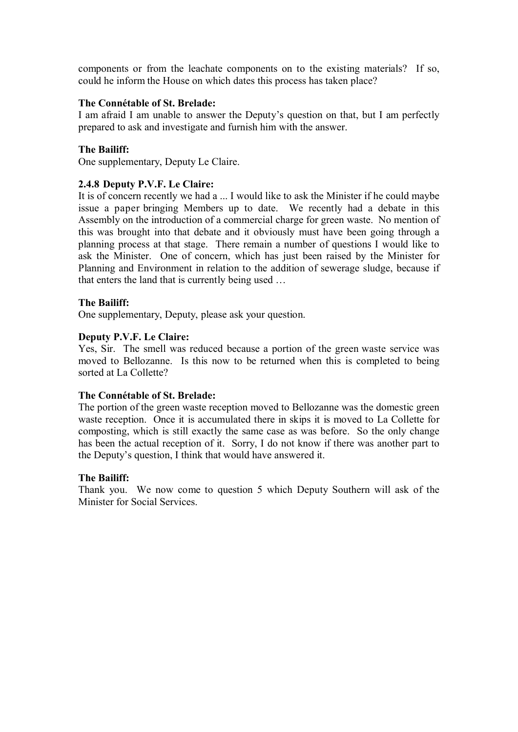components or from the leachate components on to the existing materials? If so, could he inform the House on which dates this process has taken place?

**The Connétable of St. Brelade:**

I am afraid I am unable to answer the Deputy's question on that, but I am perfectly prepared to ask and investigate and furnish him with the answer.

**The Bailiff:**

One supplementary, Deputy Le Claire.

**2.4.8 Deputy P.V.F. Le Claire:**

It is of concern recently we had a ... I would like to ask the Minister if he could maybe issue a paper bringing Members up to date. We recently had a debate in this Assembly on the introduction of a commercial charge for green waste. No mention of this was brought into that debate and it obviously must have been going through a planning process at that stage. There remain a number of questions I would like to ask the Minister. One of concern, which has just been raised by the Minister for Planning and Environment in relation to the addition of sewerage sludge, because if that enters the land that is currently being used …

**The Bailiff:**

One supplementary, Deputy, please ask your question.

**Deputy P.V.F. Le Claire:**

Yes, Sir. The smell was reduced because a portion of the green waste service was moved to Bellozanne. Is this now to be returned when this is completed to being sorted at La Collette?

**The Connétable of St. Brelade:**

The portion of the green waste reception moved to Bellozanne was the domestic green waste reception. Once it is accumulated there in skips it is moved to La Collette for composting, which is still exactly the same case as was before. So the only change has been the actual reception of it. Sorry, I do not know if there was another part to the Deputy's question, I think that would have answered it.

**The Bailiff:**

Thank you. We now come to question 5 which Deputy Southern will ask of the Minister for Social Services.